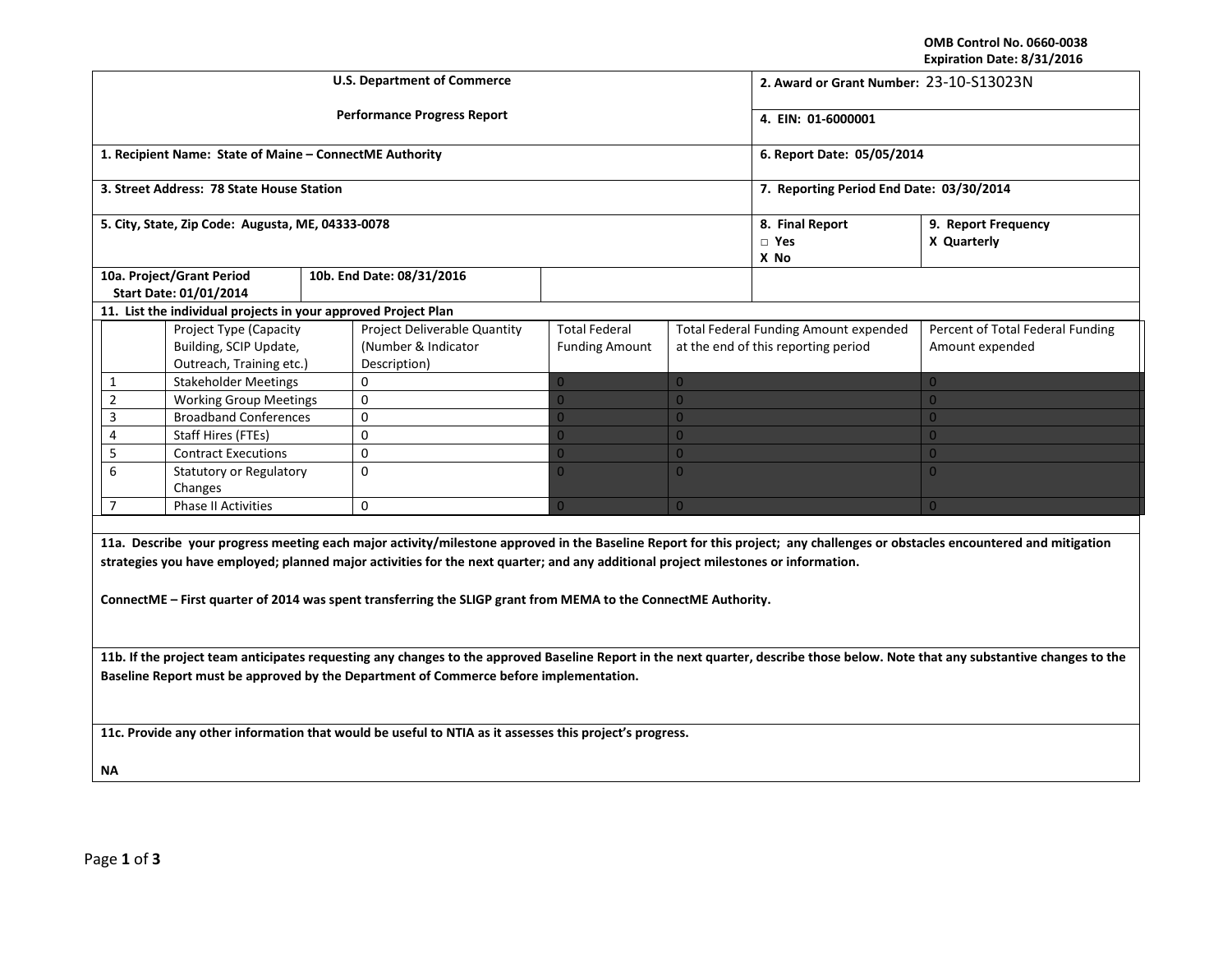OMB Control No. 0660-0038
Expiration Date: 8/31/2016

| U.S. Department of Commerce<br>Performance Progress Report | 2. Award or Grant Number: 23-10-S13023N |
|---|---|
| | 4. EIN: 01-6000001 |
| 1. Recipient Name: State of Maine – ConnectME Authority | 6. Report Date: 05/05/2014 |
| 3. Street Address: 78 State House Station | 7. Reporting Period End Date: 03/30/2014 |
| 5. City, State, Zip Code: Augusta, ME, 04333-0078 | 8. Final Report<br>□ Yes<br>X No<br><br>9. Report Frequency<br>X Quarterly |
| 10a. Project/Grant Period Start Date: 01/01/2014 | 10b. End Date: 08/31/2016 |

**11. List the individual projects in your approved Project Plan**

| | Project Type (Capacity Building, SCIP Update, Outreach, Training etc.) | Project Deliverable Quantity (Number & Indicator Description) | Total Federal Funding Amount | Total Federal Funding Amount expended at the end of this reporting period | Percent of Total Federal Funding Amount expended |
|---|---|---|---|---|---|
| 1 | Stakeholder Meetings | 0 | 0 | 0 | 0 |
| 2 | Working Group Meetings | 0 | 0 | 0 | 0 |
| 3 | Broadband Conferences | 0 | 0 | 0 | 0 |
| 4 | Staff Hires (FTEs) | 0 | 0 | 0 | 0 |
| 5 | Contract Executions | 0 | 0 | 0 | 0 |
| 6 | Statutory or Regulatory Changes | 0 | 0 | 0 | 0 |
| 7 | Phase II Activities | 0 | 0 | 0 | 0 |

**11a. Describe your progress meeting each major activity/milestone approved in the Baseline Report for this project; any challenges or obstacles encountered and mitigation strategies you have employed; planned major activities for the next quarter; and any additional project milestones or information.**

**ConnectME – First quarter of 2014 was spent transferring the SLIGP grant from MEMA to the ConnectME Authority.**

**11b. If the project team anticipates requesting any changes to the approved Baseline Report in the next quarter, describe those below. Note that any substantive changes to the Baseline Report must be approved by the Department of Commerce before implementation.**

**11c. Provide any other information that would be useful to NTIA as it assesses this project's progress.**

**NA**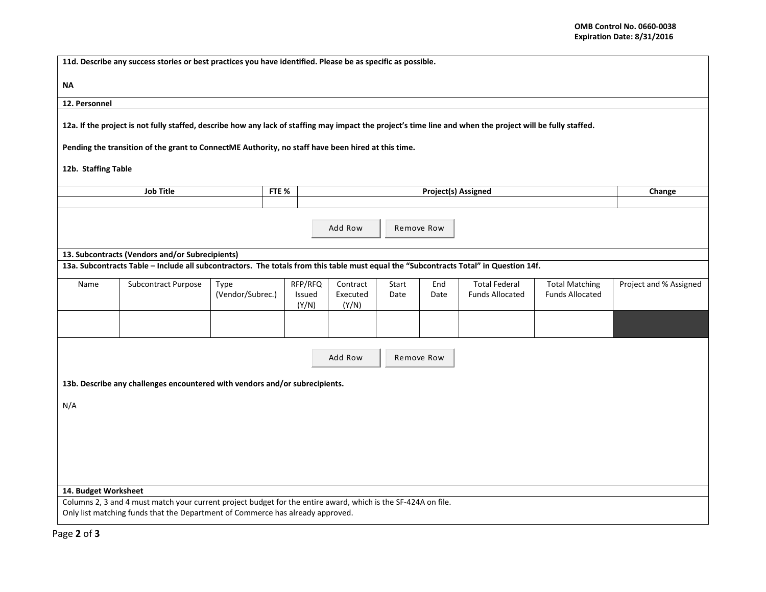**11d. Describe any success stories or best practices you have identified. Please be as specific as possible.**

**NA**

**12. Personnel**

**12a. If the project is not fully staffed, describe how any lack of staffing may impact the project's time line and when the project will be fully staffed.**

**Pending the transition of the grant to ConnectME Authority, no staff have been hired at this time.**

**12b. Staffing Table**

| Job Title | FTE % | Project(s) Assigned | Change |
|---|---|---|---|
| | | | |

Add Row | Remove Row

**13. Subcontracts (Vendors and/or Subrecipients)**

**13a. Subcontracts Table – Include all subcontractors. The totals from this table must equal the "Subcontracts Total" in Question 14f.**

| Name | Subcontract Purpose | Type (Vendor/Subrec.) | RFP/RFQ Issued (Y/N) | Contract Executed (Y/N) | Start Date | End Date | Total Federal Funds Allocated | Total Matching Funds Allocated | Project and % Assigned |
|---|---|---|---|---|---|---|---|---|---|
| | | | | | | | | | |

Add Row | Remove Row

**13b. Describe any challenges encountered with vendors and/or subrecipients.**

N/A

**14. Budget Worksheet**

Columns 2, 3 and 4 must match your current project budget for the entire award, which is the SF-424A on file.
Only list matching funds that the Department of Commerce has already approved.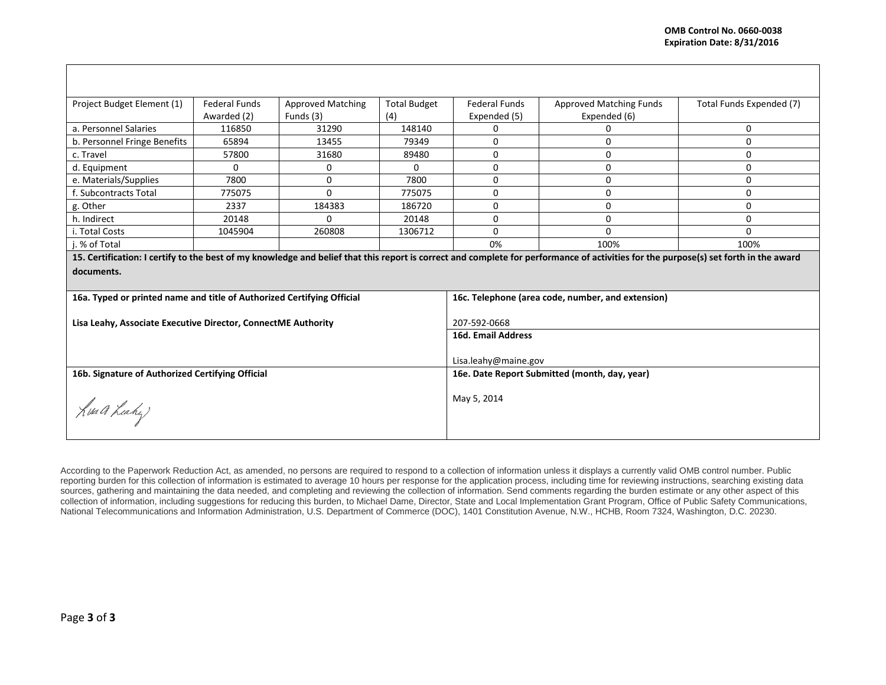OMB Control No. 0660-0038
Expiration Date: 8/31/2016

| Project Budget Element (1) | Federal Funds Awarded (2) | Approved Matching Funds (3) | Total Budget (4) | Federal Funds Expended (5) | Approved Matching Funds Expended (6) | Total Funds Expended (7) |
|---|---|---|---|---|---|---|
| a. Personnel Salaries | 116850 | 31290 | 148140 | 0 | 0 | 0 |
| b. Personnel Fringe Benefits | 65894 | 13455 | 79349 | 0 | 0 | 0 |
| c. Travel | 57800 | 31680 | 89480 | 0 | 0 | 0 |
| d. Equipment | 0 | 0 | 0 | 0 | 0 | 0 |
| e. Materials/Supplies | 7800 | 0 | 7800 | 0 | 0 | 0 |
| f. Subcontracts Total | 775075 | 0 | 775075 | 0 | 0 | 0 |
| g. Other | 2337 | 184383 | 186720 | 0 | 0 | 0 |
| h. Indirect | 20148 | 0 | 20148 | 0 | 0 | 0 |
| i. Total Costs | 1045904 | 260808 | 1306712 | 0 | 0 | 0 |
| j. % of Total | | | | 0% | 100% | 100% |

**15. Certification: I certify to the best of my knowledge and belief that this report is correct and complete for performance of activities for the purpose(s) set forth in the award documents.**

**16a. Typed or printed name and title of Authorized Certifying Official**

**Lisa Leahy, Associate Executive Director, ConnectME Authority**

**16c. Telephone (area code, number, and extension)**

207-592-0668

**16d. Email Address**

Lisa.leahy@maine.gov

**16b. Signature of Authorized Certifying Official**

Lisa A Leahy

**16e. Date Report Submitted (month, day, year)**

May 5, 2014

According to the Paperwork Reduction Act, as amended, no persons are required to respond to a collection of information unless it displays a currently valid OMB control number. Public reporting burden for this collection of information is estimated to average 10 hours per response for the application process, including time for reviewing instructions, searching existing data sources, gathering and maintaining the data needed, and completing and reviewing the collection of information. Send comments regarding the burden estimate or any other aspect of this collection of information, including suggestions for reducing this burden, to Michael Dame, Director, State and Local Implementation Grant Program, Office of Public Safety Communications, National Telecommunications and Information Administration, U.S. Department of Commerce (DOC), 1401 Constitution Avenue, N.W., HCHB, Room 7324, Washington, D.C. 20230.